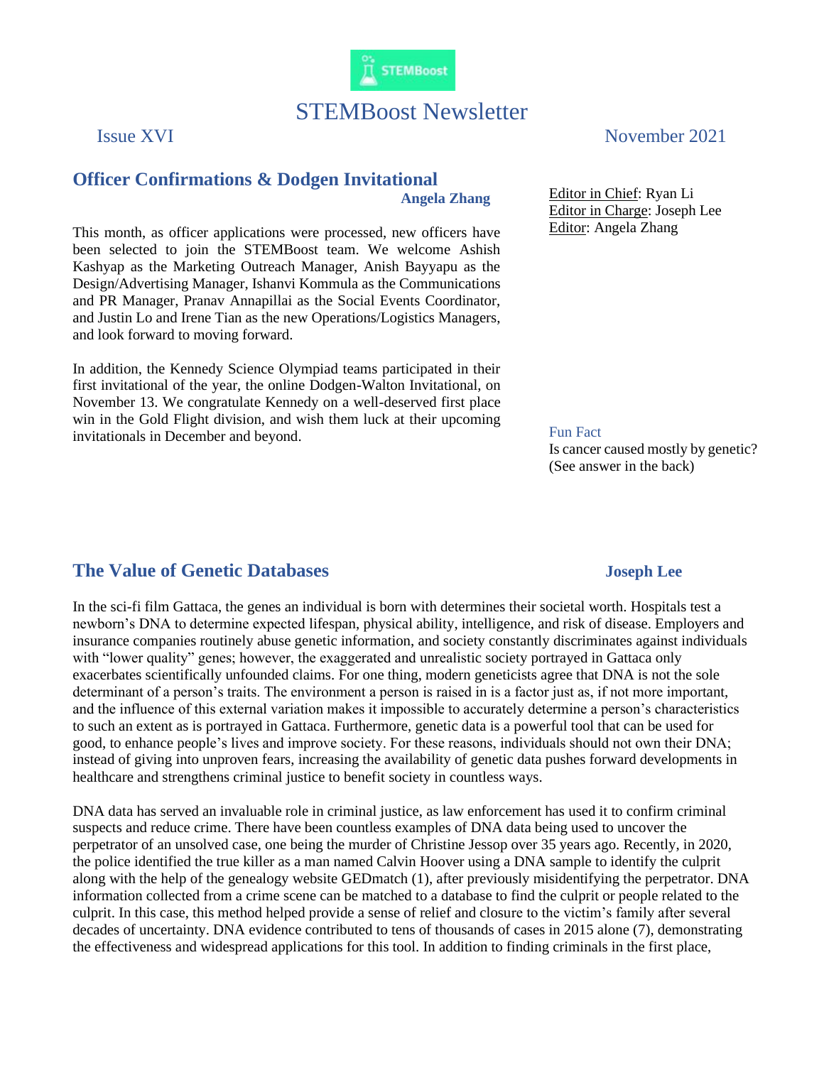# STEMBoost Newsletter

Issue XVI November 2021

## Officer Confirmations & Dodgen Invitational

**Angela Zhang**

This month, as officer applications were processed, new officers have been selected to join the STEMBoost team. We welcome Ashish Kashyap as the Marketing Outreach Manager, Anish Bayyapu as the Design/Advertising Manager, Ishanvi Kommula as the Communications and PR Manager, Pranav Annapillai as the Social Events Coordinator, and Justin Lo and Irene Tian as the new Operations/Logistics Managers, and look forward to moving forward.

In addition, the Kennedy Science Olympiad teams participated in their first invitational of the year, the online Dodgen-Walton Invitational, on November 13. We congratulate Kennedy on a well-deserved first place win in the Gold Flight division, and wish them luck at their upcoming invitationals in December and beyond.

Editor in Chief: Ryan Li
Editor in Charge: Joseph Lee
Editor: Angela Zhang

Fun Fact

Is cancer caused mostly by genetic? (See answer in the back)

## The Value of Genetic Databases

**Joseph Lee**

In the sci-fi film Gattaca, the genes an individual is born with determines their societal worth. Hospitals test a newborn's DNA to determine expected lifespan, physical ability, intelligence, and risk of disease. Employers and insurance companies routinely abuse genetic information, and society constantly discriminates against individuals with "lower quality" genes; however, the exaggerated and unrealistic society portrayed in Gattaca only exacerbates scientifically unfounded claims. For one thing, modern geneticists agree that DNA is not the sole determinant of a person's traits. The environment a person is raised in is a factor just as, if not more important, and the influence of this external variation makes it impossible to accurately determine a person's characteristics to such an extent as is portrayed in Gattaca. Furthermore, genetic data is a powerful tool that can be used for good, to enhance people's lives and improve society. For these reasons, individuals should not own their DNA; instead of giving into unproven fears, increasing the availability of genetic data pushes forward developments in healthcare and strengthens criminal justice to benefit society in countless ways.

DNA data has served an invaluable role in criminal justice, as law enforcement has used it to confirm criminal suspects and reduce crime. There have been countless examples of DNA data being used to uncover the perpetrator of an unsolved case, one being the murder of Christine Jessop over 35 years ago. Recently, in 2020, the police identified the true killer as a man named Calvin Hoover using a DNA sample to identify the culprit along with the help of the genealogy website GEDmatch (1), after previously misidentifying the perpetrator. DNA information collected from a crime scene can be matched to a database to find the culprit or people related to the culprit. In this case, this method helped provide a sense of relief and closure to the victim's family after several decades of uncertainty. DNA evidence contributed to tens of thousands of cases in 2015 alone (7), demonstrating the effectiveness and widespread applications for this tool. In addition to finding criminals in the first place,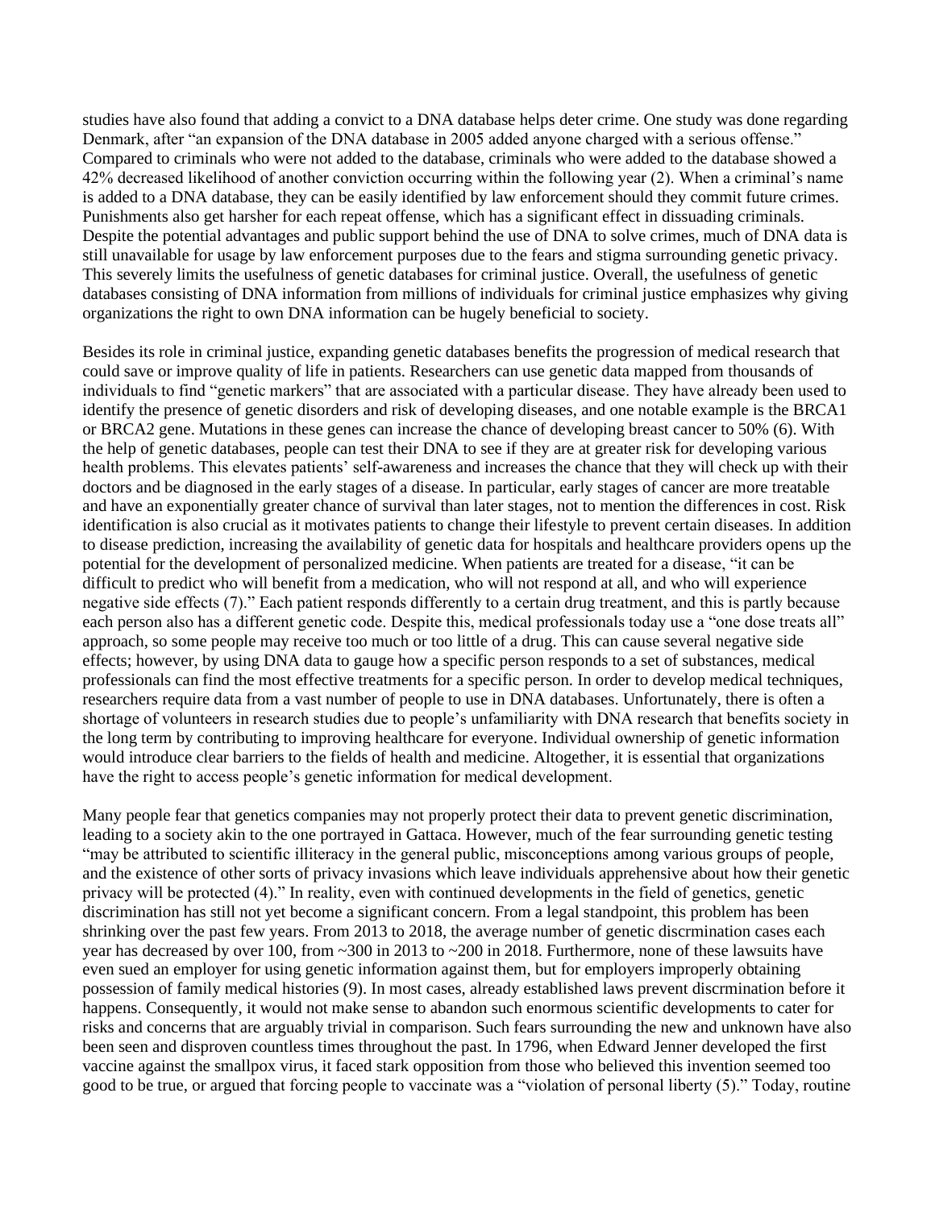studies have also found that adding a convict to a DNA database helps deter crime. One study was done regarding Denmark, after "an expansion of the DNA database in 2005 added anyone charged with a serious offense." Compared to criminals who were not added to the database, criminals who were added to the database showed a 42% decreased likelihood of another conviction occurring within the following year (2). When a criminal's name is added to a DNA database, they can be easily identified by law enforcement should they commit future crimes. Punishments also get harsher for each repeat offense, which has a significant effect in dissuading criminals. Despite the potential advantages and public support behind the use of DNA to solve crimes, much of DNA data is still unavailable for usage by law enforcement purposes due to the fears and stigma surrounding genetic privacy. This severely limits the usefulness of genetic databases for criminal justice. Overall, the usefulness of genetic databases consisting of DNA information from millions of individuals for criminal justice emphasizes why giving organizations the right to own DNA information can be hugely beneficial to society.

Besides its role in criminal justice, expanding genetic databases benefits the progression of medical research that could save or improve quality of life in patients. Researchers can use genetic data mapped from thousands of individuals to find "genetic markers" that are associated with a particular disease. They have already been used to identify the presence of genetic disorders and risk of developing diseases, and one notable example is the BRCA1 or BRCA2 gene. Mutations in these genes can increase the chance of developing breast cancer to 50% (6). With the help of genetic databases, people can test their DNA to see if they are at greater risk for developing various health problems. This elevates patients' self-awareness and increases the chance that they will check up with their doctors and be diagnosed in the early stages of a disease. In particular, early stages of cancer are more treatable and have an exponentially greater chance of survival than later stages, not to mention the differences in cost. Risk identification is also crucial as it motivates patients to change their lifestyle to prevent certain diseases. In addition to disease prediction, increasing the availability of genetic data for hospitals and healthcare providers opens up the potential for the development of personalized medicine. When patients are treated for a disease, "it can be difficult to predict who will benefit from a medication, who will not respond at all, and who will experience negative side effects (7)." Each patient responds differently to a certain drug treatment, and this is partly because each person also has a different genetic code. Despite this, medical professionals today use a "one dose treats all" approach, so some people may receive too much or too little of a drug. This can cause several negative side effects; however, by using DNA data to gauge how a specific person responds to a set of substances, medical professionals can find the most effective treatments for a specific person. In order to develop medical techniques, researchers require data from a vast number of people to use in DNA databases. Unfortunately, there is often a shortage of volunteers in research studies due to people's unfamiliarity with DNA research that benefits society in the long term by contributing to improving healthcare for everyone. Individual ownership of genetic information would introduce clear barriers to the fields of health and medicine. Altogether, it is essential that organizations have the right to access people's genetic information for medical development.

Many people fear that genetics companies may not properly protect their data to prevent genetic discrimination, leading to a society akin to the one portrayed in Gattaca. However, much of the fear surrounding genetic testing "may be attributed to scientific illiteracy in the general public, misconceptions among various groups of people, and the existence of other sorts of privacy invasions which leave individuals apprehensive about how their genetic privacy will be protected (4)." In reality, even with continued developments in the field of genetics, genetic discrimination has still not yet become a significant concern. From a legal standpoint, this problem has been shrinking over the past few years. From 2013 to 2018, the average number of genetic discrmination cases each year has decreased by over 100, from ~300 in 2013 to ~200 in 2018. Furthermore, none of these lawsuits have even sued an employer for using genetic information against them, but for employers improperly obtaining possession of family medical histories (9). In most cases, already established laws prevent discrmination before it happens. Consequently, it would not make sense to abandon such enormous scientific developments to cater for risks and concerns that are arguably trivial in comparison. Such fears surrounding the new and unknown have also been seen and disproven countless times throughout the past. In 1796, when Edward Jenner developed the first vaccine against the smallpox virus, it faced stark opposition from those who believed this invention seemed too good to be true, or argued that forcing people to vaccinate was a "violation of personal liberty (5)." Today, routine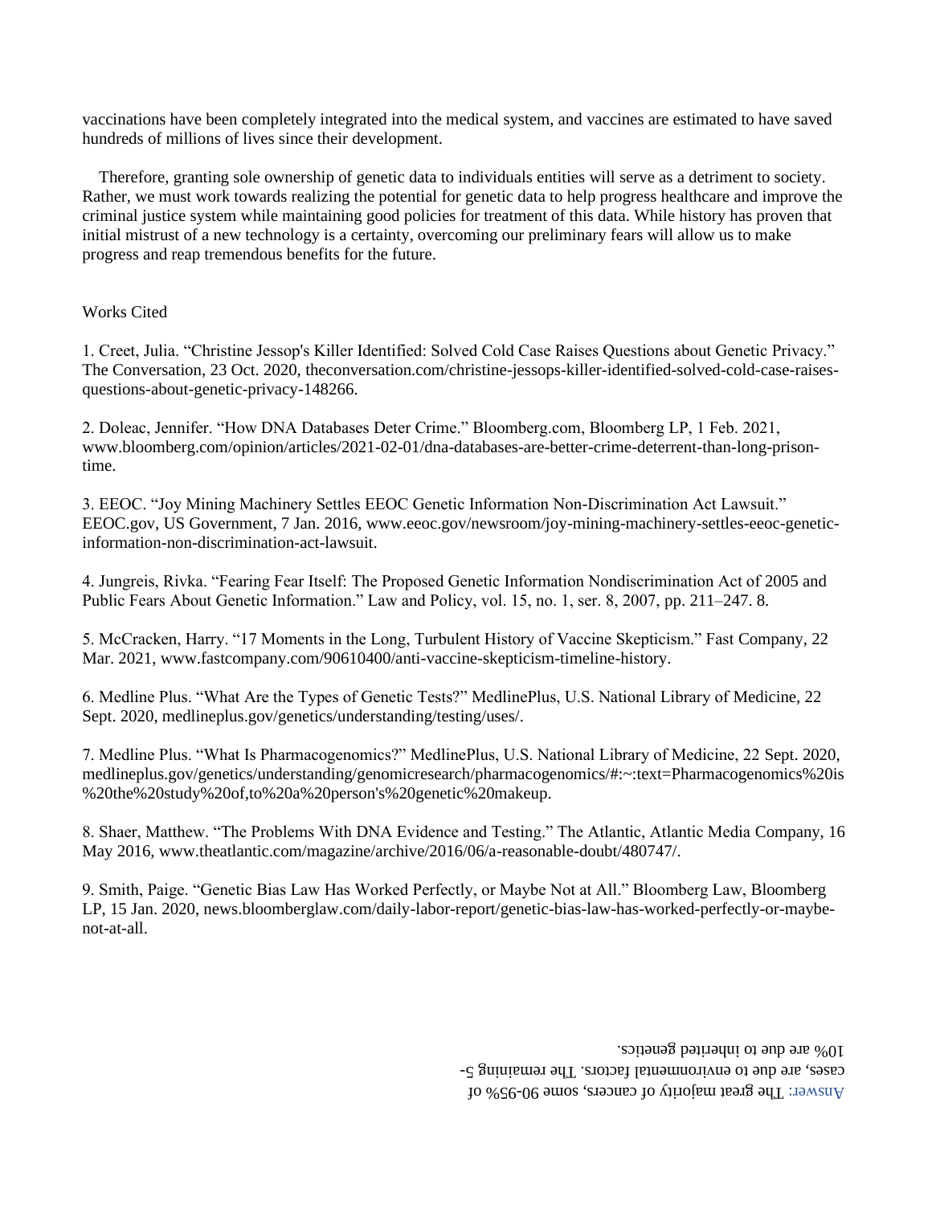vaccinations have been completely integrated into the medical system, and vaccines are estimated to have saved hundreds of millions of lives since their development.

Therefore, granting sole ownership of genetic data to individuals entities will serve as a detriment to society. Rather, we must work towards realizing the potential for genetic data to help progress healthcare and improve the criminal justice system while maintaining good policies for treatment of this data. While history has proven that initial mistrust of a new technology is a certainty, overcoming our preliminary fears will allow us to make progress and reap tremendous benefits for the future.

Works Cited

1. Creet, Julia. "Christine Jessop's Killer Identified: Solved Cold Case Raises Questions about Genetic Privacy." The Conversation, 23 Oct. 2020, theconversation.com/christine-jessops-killer-identified-solved-cold-case-raises-questions-about-genetic-privacy-148266.

2. Doleac, Jennifer. "How DNA Databases Deter Crime." Bloomberg.com, Bloomberg LP, 1 Feb. 2021, www.bloomberg.com/opinion/articles/2021-02-01/dna-databases-are-better-crime-deterrent-than-long-prison-time.

3. EEOC. "Joy Mining Machinery Settles EEOC Genetic Information Non-Discrimination Act Lawsuit." EEOC.gov, US Government, 7 Jan. 2016, www.eeoc.gov/newsroom/joy-mining-machinery-settles-eeoc-genetic-information-non-discrimination-act-lawsuit.

4. Jungreis, Rivka. "Fearing Fear Itself: The Proposed Genetic Information Nondiscrimination Act of 2005 and Public Fears About Genetic Information." Law and Policy, vol. 15, no. 1, ser. 8, 2007, pp. 211–247. 8.

5. McCracken, Harry. "17 Moments in the Long, Turbulent History of Vaccine Skepticism." Fast Company, 22 Mar. 2021, www.fastcompany.com/90610400/anti-vaccine-skepticism-timeline-history.

6. Medline Plus. "What Are the Types of Genetic Tests?" MedlinePlus, U.S. National Library of Medicine, 22 Sept. 2020, medlineplus.gov/genetics/understanding/testing/uses/.

7. Medline Plus. "What Is Pharmacogenomics?" MedlinePlus, U.S. National Library of Medicine, 22 Sept. 2020, medlineplus.gov/genetics/understanding/genomicresearch/pharmacogenomics/#:~:text=Pharmacogenomics%20is%20the%20study%20of,to%20a%20person's%20genetic%20makeup.

8. Shaer, Matthew. "The Problems With DNA Evidence and Testing." The Atlantic, Atlantic Media Company, 16 May 2016, www.theatlantic.com/magazine/archive/2016/06/a-reasonable-doubt/480747/.

9. Smith, Paige. "Genetic Bias Law Has Worked Perfectly, or Maybe Not at All." Bloomberg Law, Bloomberg LP, 15 Jan. 2020, news.bloomberglaw.com/daily-labor-report/genetic-bias-law-has-worked-perfectly-or-maybe-not-at-all.

Answer: The great majority of cancers, some 90-95% of cases, are due to environmental factors. The remaining 5-10% are due to inherited genetics.